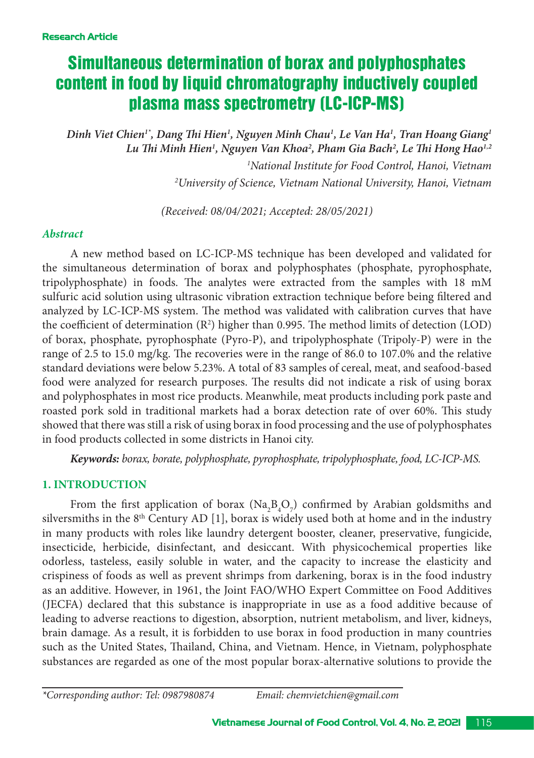Research Article

# Simultaneous determination of borax and polyphosphates content in food by liquid chromatography inductively coupled plasma mass spectrometry (LC-ICP-MS)

*Dinh Viet Chien[1*], Dang Thi Hien[1], Nguyen Minh Chau[1], Le Van Ha[1], Tran Hoang Giang[1] Lu Thi Minh Hien[1], Nguyen Van Khoa[2], Pham Gia Bach[2], Le Thi Hong Hao[1,2]*

*[1]National Institute for Food Control, Hanoi, Vietnam*

*[2]University of Science, Vietnam National University, Hanoi, Vietnam*

*(Received: 08/04/2021; Accepted: 28/05/2021)*

### *Abstract*

A new method based on LC-ICP-MS technique has been developed and validated for the simultaneous determination of borax and polyphosphates (phosphate, pyrophosphate, tripolyphosphate) in foods. The analytes were extracted from the samples with 18 mM sulfuric acid solution using ultrasonic vibration extraction technique before being filtered and analyzed by LC-ICP-MS system. The method was validated with calibration curves that have the coefficient of determination ($R^2$) higher than 0.995. The method limits of detection (LOD) of borax, phosphate, pyrophosphate (Pyro-P), and tripolyphosphate (Tripoly-P) were in the range of 2.5 to 15.0 mg/kg. The recoveries were in the range of 86.0 to 107.0% and the relative standard deviations were below 5.23%. A total of 83 samples of cereal, meat, and seafood-based food were analyzed for research purposes. The results did not indicate a risk of using borax and polyphosphates in most rice products. Meanwhile, meat products including pork paste and roasted pork sold in traditional markets had a borax detection rate of over 60%. This study showed that there was still a risk of using borax in food processing and the use of polyphosphates in food products collected in some districts in Hanoi city.

***Keywords:*** *borax, borate, polyphosphate, pyrophosphate, tripolyphosphate, food, LC-ICP-MS.*

## 1. INTRODUCTION

From the first application of borax ($Na_2B_4O_7$) confirmed by Arabian goldsmiths and silversmiths in the 8th Century AD [1], borax is widely used both at home and in the industry in many products with roles like laundry detergent booster, cleaner, preservative, fungicide, insecticide, herbicide, disinfectant, and desiccant. With physicochemical properties like odorless, tasteless, easily soluble in water, and the capacity to increase the elasticity and crispiness of foods as well as prevent shrimps from darkening, borax is in the food industry as an additive. However, in 1961, the Joint FAO/WHO Expert Committee on Food Additives (JECFA) declared that this substance is inappropriate in use as a food additive because of leading to adverse reactions to digestion, absorption, nutrient metabolism, and liver, kidneys, brain damage. As a result, it is forbidden to use borax in food production in many countries such as the United States, Thailand, China, and Vietnam. Hence, in Vietnam, polyphosphate substances are regarded as one of the most popular borax-alternative solutions to provide the

*\*Corresponding author: Tel: 0987980874 Email: chemvietchien@gmail.com*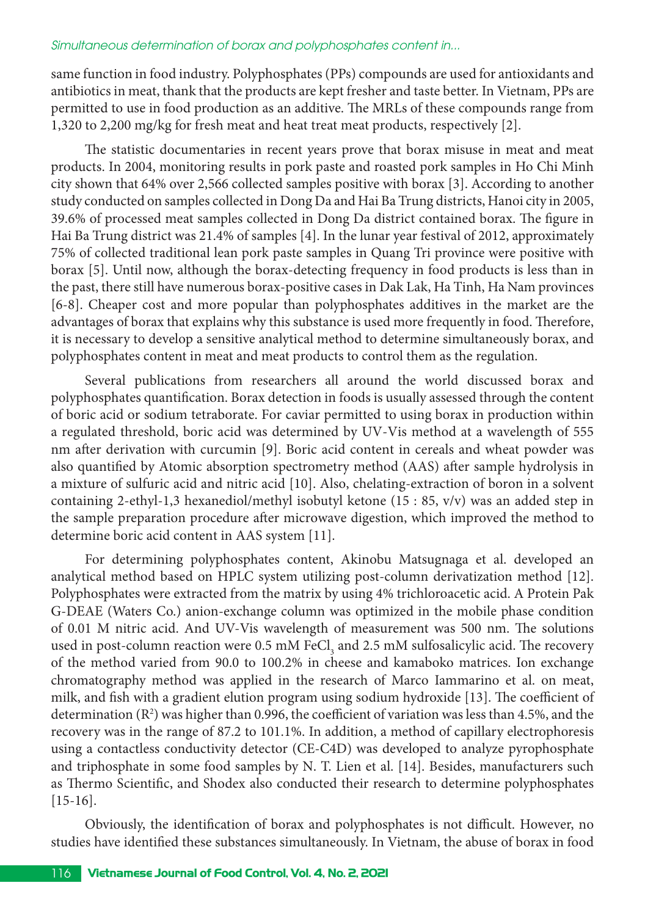same function in food industry. Polyphosphates (PPs) compounds are used for antioxidants and antibiotics in meat, thank that the products are kept fresher and taste better. In Vietnam, PPs are permitted to use in food production as an additive. The MRLs of these compounds range from 1,320 to 2,200 mg/kg for fresh meat and heat treat meat products, respectively [2].

The statistic documentaries in recent years prove that borax misuse in meat and meat products. In 2004, monitoring results in pork paste and roasted pork samples in Ho Chi Minh city shown that 64% over 2,566 collected samples positive with borax [3]. According to another study conducted on samples collected in Dong Da and Hai Ba Trung districts, Hanoi city in 2005, 39.6% of processed meat samples collected in Dong Da district contained borax. The figure in Hai Ba Trung district was 21.4% of samples [4]. In the lunar year festival of 2012, approximately 75% of collected traditional lean pork paste samples in Quang Tri province were positive with borax [5]. Until now, although the borax-detecting frequency in food products is less than in the past, there still have numerous borax-positive cases in Dak Lak, Ha Tinh, Ha Nam provinces [6-8]. Cheaper cost and more popular than polyphosphates additives in the market are the advantages of borax that explains why this substance is used more frequently in food. Therefore, it is necessary to develop a sensitive analytical method to determine simultaneously borax, and polyphosphates content in meat and meat products to control them as the regulation.

Several publications from researchers all around the world discussed borax and polyphosphates quantification. Borax detection in foods is usually assessed through the content of boric acid or sodium tetraborate. For caviar permitted to using borax in production within a regulated threshold, boric acid was determined by UV-Vis method at a wavelength of 555 nm after derivation with curcumin [9]. Boric acid content in cereals and wheat powder was also quantified by Atomic absorption spectrometry method (AAS) after sample hydrolysis in a mixture of sulfuric acid and nitric acid [10]. Also, chelating-extraction of boron in a solvent containing 2-ethyl-1,3 hexanediol/methyl isobutyl ketone (15 : 85, v/v) was an added step in the sample preparation procedure after microwave digestion, which improved the method to determine boric acid content in AAS system [11].

For determining polyphosphates content, Akinobu Matsugnaga et al. developed an analytical method based on HPLC system utilizing post-column derivatization method [12]. Polyphosphates were extracted from the matrix by using 4% trichloroacetic acid. A Protein Pak G-DEAE (Waters Co.) anion-exchange column was optimized in the mobile phase condition of 0.01 M nitric acid. And UV-Vis wavelength of measurement was 500 nm. The solutions used in post-column reaction were 0.5 mM $FeCl_3$ and 2.5 mM sulfosalicylic acid. The recovery of the method varied from 90.0 to 100.2% in cheese and kamaboko matrices. Ion exchange chromatography method was applied in the research of Marco Iammarino et al. on meat, milk, and fish with a gradient elution program using sodium hydroxide [13]. The coefficient of determination ($R^2$) was higher than 0.996, the coefficient of variation was less than 4.5%, and the recovery was in the range of 87.2 to 101.1%. In addition, a method of capillary electrophoresis using a contactless conductivity detector (CE-C4D) was developed to analyze pyrophosphate and triphosphate in some food samples by N. T. Lien et al. [14]. Besides, manufacturers such as Thermo Scientific, and Shodex also conducted their research to determine polyphosphates [15-16].

Obviously, the identification of borax and polyphosphates is not difficult. However, no studies have identified these substances simultaneously. In Vietnam, the abuse of borax in food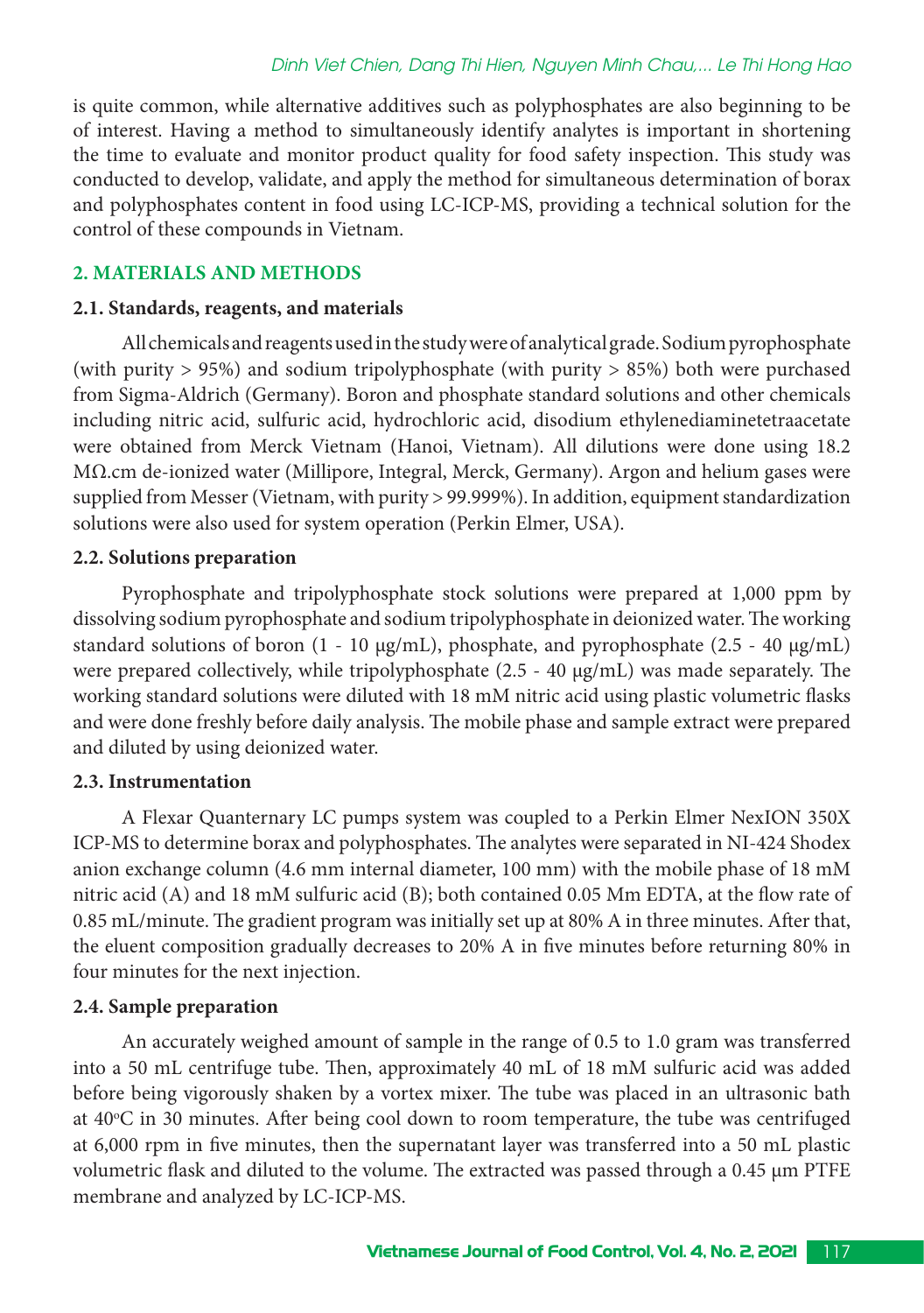is quite common, while alternative additives such as polyphosphates are also beginning to be of interest. Having a method to simultaneously identify analytes is important in shortening the time to evaluate and monitor product quality for food safety inspection. This study was conducted to develop, validate, and apply the method for simultaneous determination of borax and polyphosphates content in food using LC-ICP-MS, providing a technical solution for the control of these compounds in Vietnam.

## 2. MATERIALS AND METHODS

### 2.1. Standards, reagents, and materials

All chemicals and reagents used in the study were of analytical grade. Sodium pyrophosphate (with purity > 95%) and sodium tripolyphosphate (with purity > 85%) both were purchased from Sigma-Aldrich (Germany). Boron and phosphate standard solutions and other chemicals including nitric acid, sulfuric acid, hydrochloric acid, disodium ethylenediaminetetraacetate were obtained from Merck Vietnam (Hanoi, Vietnam). All dilutions were done using 18.2 MΩ.cm de-ionized water (Millipore, Integral, Merck, Germany). Argon and helium gases were supplied from Messer (Vietnam, with purity > 99.999%). In addition, equipment standardization solutions were also used for system operation (Perkin Elmer, USA).

### 2.2. Solutions preparation

Pyrophosphate and tripolyphosphate stock solutions were prepared at 1,000 ppm by dissolving sodium pyrophosphate and sodium tripolyphosphate in deionized water. The working standard solutions of boron (1 - 10 μg/mL), phosphate, and pyrophosphate (2.5 - 40 μg/mL) were prepared collectively, while tripolyphosphate (2.5 - 40 μg/mL) was made separately. The working standard solutions were diluted with 18 mM nitric acid using plastic volumetric flasks and were done freshly before daily analysis. The mobile phase and sample extract were prepared and diluted by using deionized water.

### 2.3. Instrumentation

A Flexar Quanternary LC pumps system was coupled to a Perkin Elmer NexION 350X ICP-MS to determine borax and polyphosphates. The analytes were separated in NI-424 Shodex anion exchange column (4.6 mm internal diameter, 100 mm) with the mobile phase of 18 mM nitric acid (A) and 18 mM sulfuric acid (B); both contained 0.05 Mm EDTA, at the flow rate of 0.85 mL/minute. The gradient program was initially set up at 80% A in three minutes. After that, the eluent composition gradually decreases to 20% A in five minutes before returning 80% in four minutes for the next injection.

### 2.4. Sample preparation

An accurately weighed amount of sample in the range of 0.5 to 1.0 gram was transferred into a 50 mL centrifuge tube. Then, approximately 40 mL of 18 mM sulfuric acid was added before being vigorously shaken by a vortex mixer. The tube was placed in an ultrasonic bath at 40$^{o}$C in 30 minutes. After being cool down to room temperature, the tube was centrifuged at 6,000 rpm in five minutes, then the supernatant layer was transferred into a 50 mL plastic volumetric flask and diluted to the volume. The extracted was passed through a 0.45 μm PTFE membrane and analyzed by LC-ICP-MS.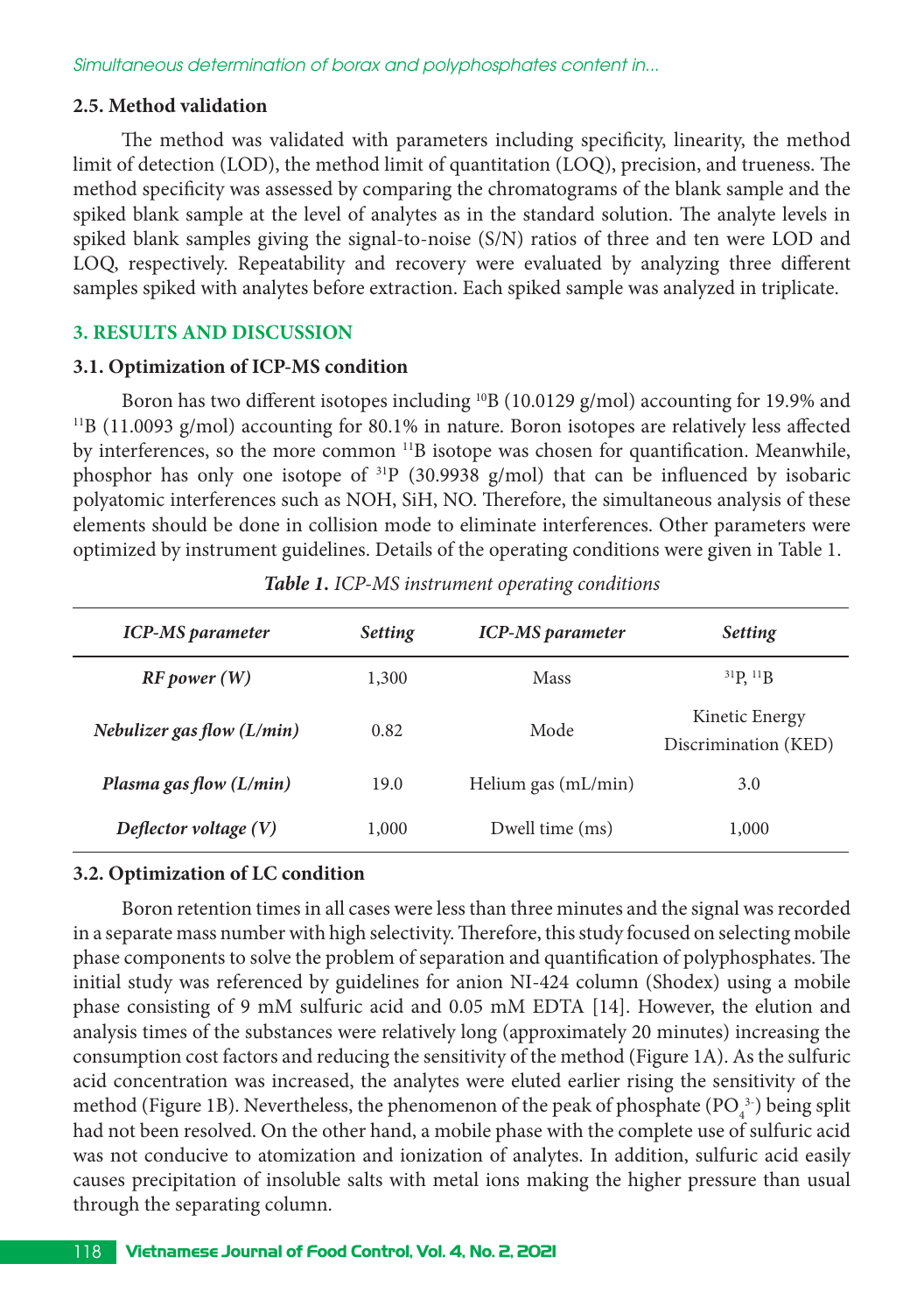### 2.5. Method validation

The method was validated with parameters including specificity, linearity, the method limit of detection (LOD), the method limit of quantitation (LOQ), precision, and trueness. The method specificity was assessed by comparing the chromatograms of the blank sample and the spiked blank sample at the level of analytes as in the standard solution. The analyte levels in spiked blank samples giving the signal-to-noise (S/N) ratios of three and ten were LOD and LOQ, respectively. Repeatability and recovery were evaluated by analyzing three different samples spiked with analytes before extraction. Each spiked sample was analyzed in triplicate.

## 3. RESULTS AND DISCUSSION

### 3.1. Optimization of ICP-MS condition

Boron has two different isotopes including $^{10}B$ (10.0129 g/mol) accounting for 19.9% and $^{11}B$ (11.0093 g/mol) accounting for 80.1% in nature. Boron isotopes are relatively less affected by interferences, so the more common $^{11}B$ isotope was chosen for quantification. Meanwhile, phosphor has only one isotope of $^{31}P$ (30.9938 g/mol) that can be influenced by isobaric polyatomic interferences such as NOH, SiH, NO. Therefore, the simultaneous analysis of these elements should be done in collision mode to eliminate interferences. Other parameters were optimized by instrument guidelines. Details of the operating conditions were given in Table 1.

***Table 1.*** *ICP-MS instrument operating conditions*

| *ICP-MS parameter* | *Setting* | *ICP-MS parameter* | *Setting* |
|---|---|---|---|
| *RF power (W)* | 1,300 | Mass | $^{31}P$, $^{11}B$ |
| *Nebulizer gas flow (L/min)* | 0.82 | Mode | Kinetic Energy Discrimination (KED) |
| *Plasma gas flow (L/min)* | 19.0 | Helium gas (mL/min) | 3.0 |
| *Deflector voltage (V)* | 1,000 | Dwell time (ms) | 1,000 |

### 3.2. Optimization of LC condition

Boron retention times in all cases were less than three minutes and the signal was recorded in a separate mass number with high selectivity. Therefore, this study focused on selecting mobile phase components to solve the problem of separation and quantification of polyphosphates. The initial study was referenced by guidelines for anion NI-424 column (Shodex) using a mobile phase consisting of 9 mM sulfuric acid and 0.05 mM EDTA [14]. However, the elution and analysis times of the substances were relatively long (approximately 20 minutes) increasing the consumption cost factors and reducing the sensitivity of the method (Figure 1A). As the sulfuric acid concentration was increased, the analytes were eluted earlier rising the sensitivity of the method (Figure 1B). Nevertheless, the phenomenon of the peak of phosphate ($PO_4^{3-}$) being split had not been resolved. On the other hand, a mobile phase with the complete use of sulfuric acid was not conducive to atomization and ionization of analytes. In addition, sulfuric acid easily causes precipitation of insoluble salts with metal ions making the higher pressure than usual through the separating column.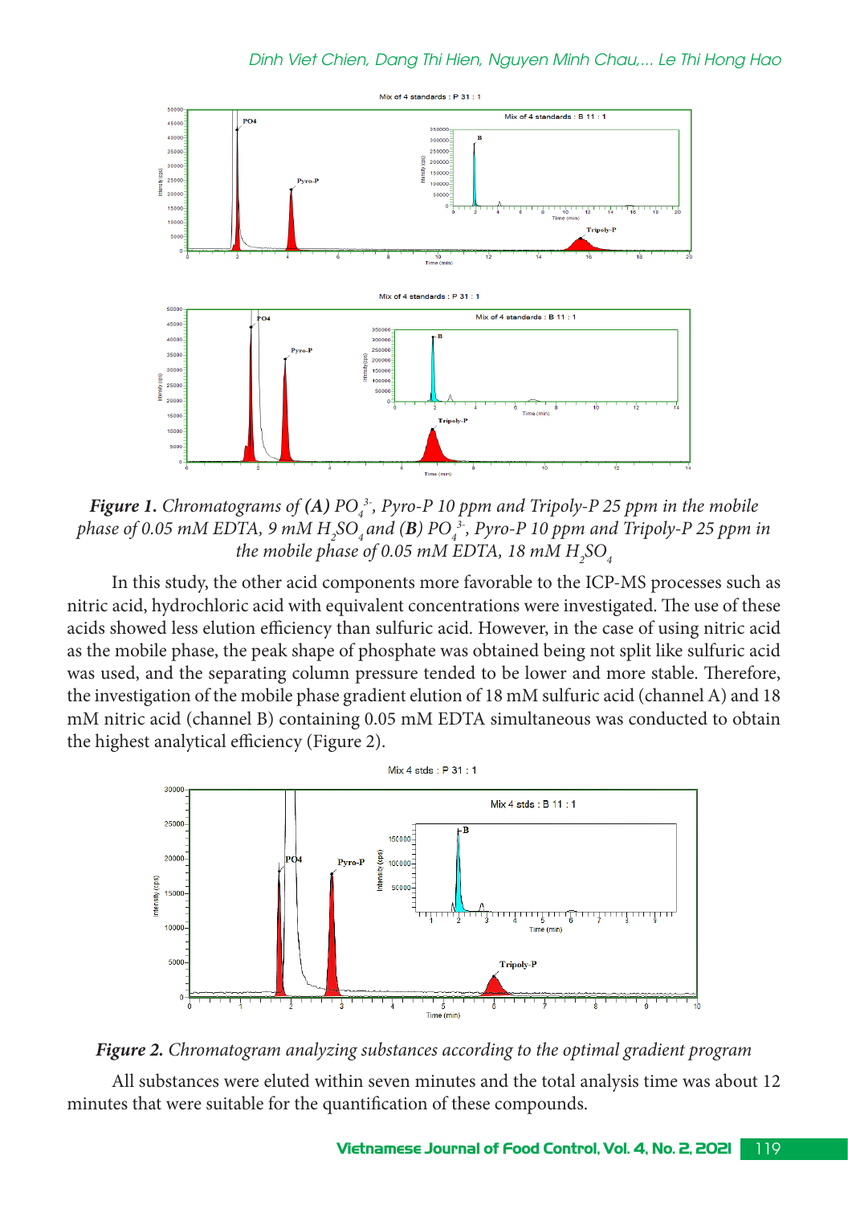**Figure 1.** *Chromatograms of **(A)** $PO_4^{3-}$, Pyro-P 10 ppm and Tripoly-P 25 ppm in the mobile phase of 0.05 mM EDTA, 9 mM $H_2SO_4$ and (**B**) $PO_4^{3-}$, Pyro-P 10 ppm and Tripoly-P 25 ppm in the mobile phase of 0.05 mM EDTA, 18 mM $H_2SO_4$*

In this study, the other acid components more favorable to the ICP-MS processes such as nitric acid, hydrochloric acid with equivalent concentrations were investigated. The use of these acids showed less elution efficiency than sulfuric acid. However, in the case of using nitric acid as the mobile phase, the peak shape of phosphate was obtained being not split like sulfuric acid was used, and the separating column pressure tended to be lower and more stable. Therefore, the investigation of the mobile phase gradient elution of 18 mM sulfuric acid (channel A) and 18 mM nitric acid (channel B) containing 0.05 mM EDTA simultaneous was conducted to obtain the highest analytical efficiency (Figure 2).

**Figure 2.** *Chromatogram analyzing substances according to the optimal gradient program*

All substances were eluted within seven minutes and the total analysis time was about 12 minutes that were suitable for the quantification of these compounds.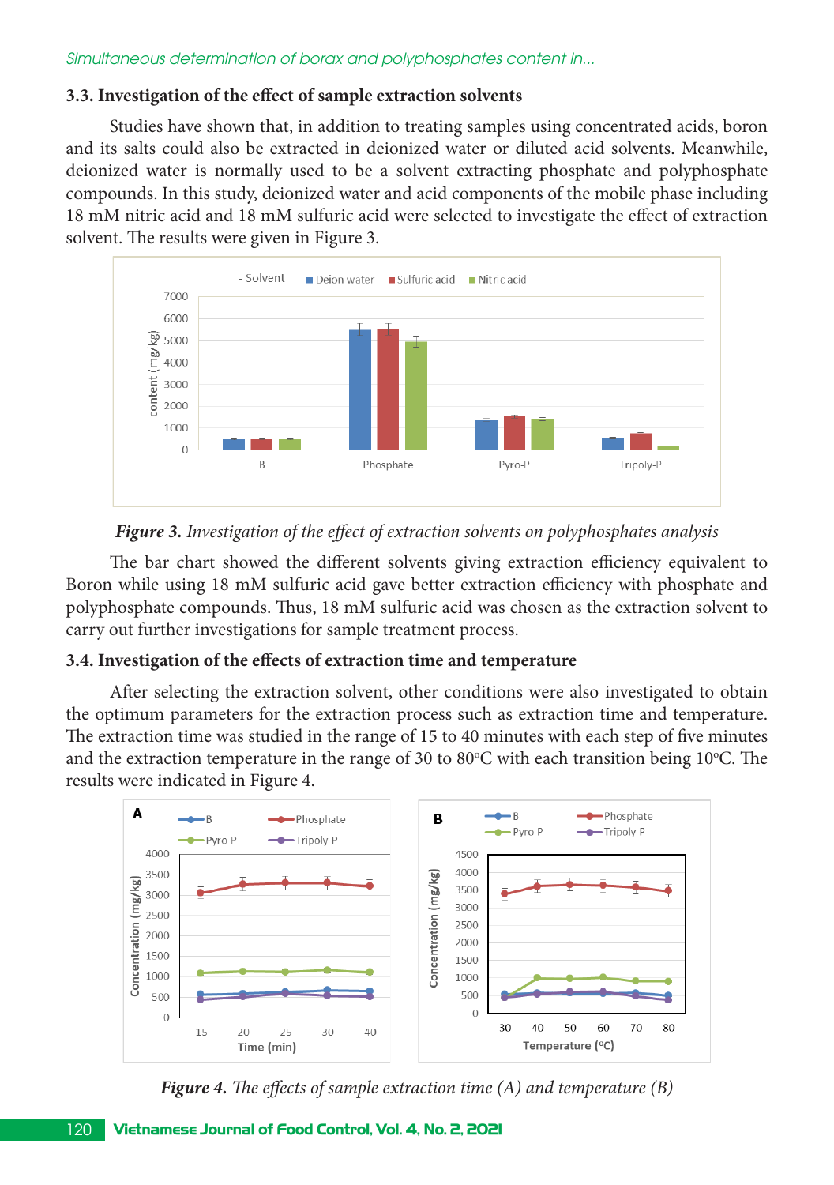### 3.3. Investigation of the effect of sample extraction solvents

Studies have shown that, in addition to treating samples using concentrated acids, boron and its salts could also be extracted in deionized water or diluted acid solvents. Meanwhile, deionized water is normally used to be a solvent extracting phosphate and polyphosphate compounds. In this study, deionized water and acid components of the mobile phase including 18 mM nitric acid and 18 mM sulfuric acid were selected to investigate the effect of extraction solvent. The results were given in Figure 3.

***Figure 3.** Investigation of the effect of extraction solvents on polyphosphates analysis*

The bar chart showed the different solvents giving extraction efficiency equivalent to Boron while using 18 mM sulfuric acid gave better extraction efficiency with phosphate and polyphosphate compounds. Thus, 18 mM sulfuric acid was chosen as the extraction solvent to carry out further investigations for sample treatment process.

### 3.4. Investigation of the effects of extraction time and temperature

After selecting the extraction solvent, other conditions were also investigated to obtain the optimum parameters for the extraction process such as extraction time and temperature. The extraction time was studied in the range of 15 to 40 minutes with each step of five minutes and the extraction temperature in the range of 30 to 80$^o$C with each transition being 10$^o$C. The results were indicated in Figure 4.

***Figure 4.** The effects of sample extraction time (A) and temperature (B)*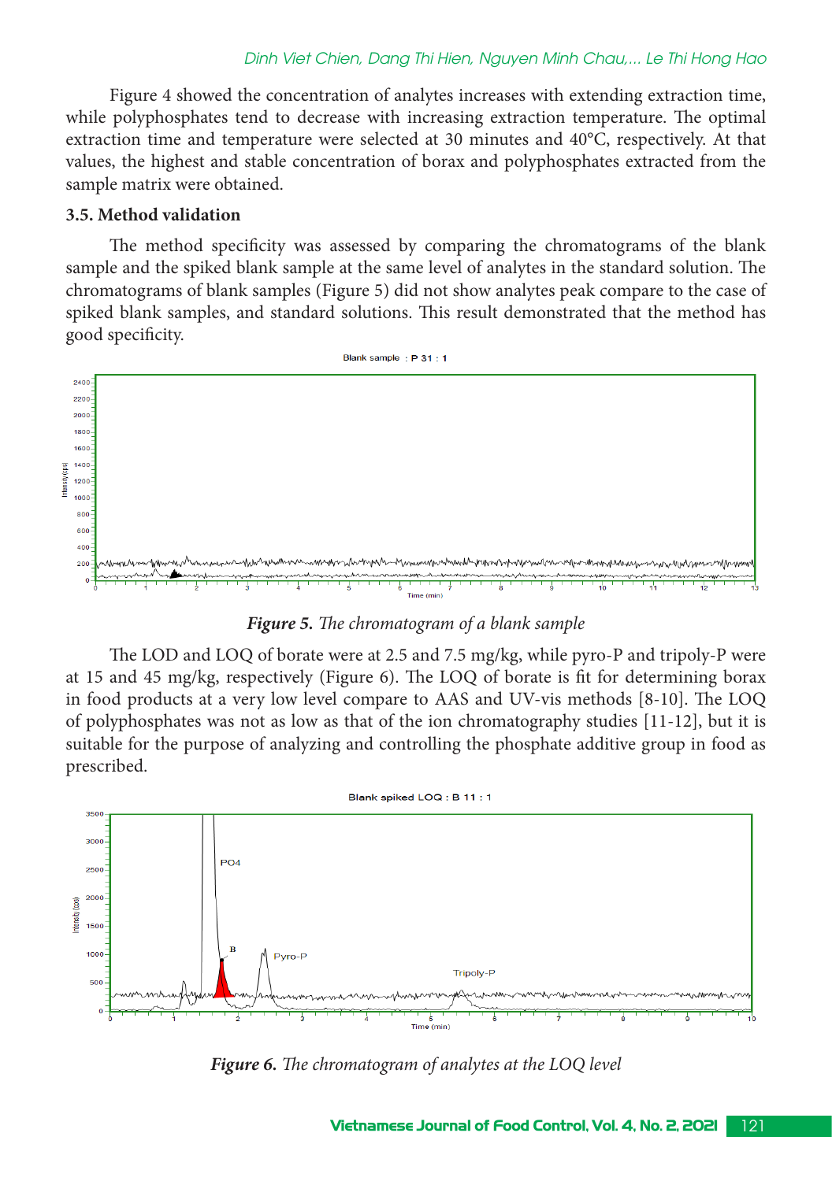Figure 4 showed the concentration of analytes increases with extending extraction time, while polyphosphates tend to decrease with increasing extraction temperature. The optimal extraction time and temperature were selected at 30 minutes and 40°C, respectively. At that values, the highest and stable concentration of borax and polyphosphates extracted from the sample matrix were obtained.

### 3.5. Method validation

The method specificity was assessed by comparing the chromatograms of the blank sample and the spiked blank sample at the same level of analytes in the standard solution. The chromatograms of blank samples (Figure 5) did not show analytes peak compare to the case of spiked blank samples, and standard solutions. This result demonstrated that the method has good specificity.

***Figure 5.*** *The chromatogram of a blank sample*

The LOD and LOQ of borate were at 2.5 and 7.5 mg/kg, while pyro-P and tripoly-P were at 15 and 45 mg/kg, respectively (Figure 6). The LOQ of borate is fit for determining borax in food products at a very low level compare to AAS and UV-vis methods [8-10]. The LOQ of polyphosphates was not as low as that of the ion chromatography studies [11-12], but it is suitable for the purpose of analyzing and controlling the phosphate additive group in food as prescribed.

***Figure 6.*** *The chromatogram of analytes at the LOQ level*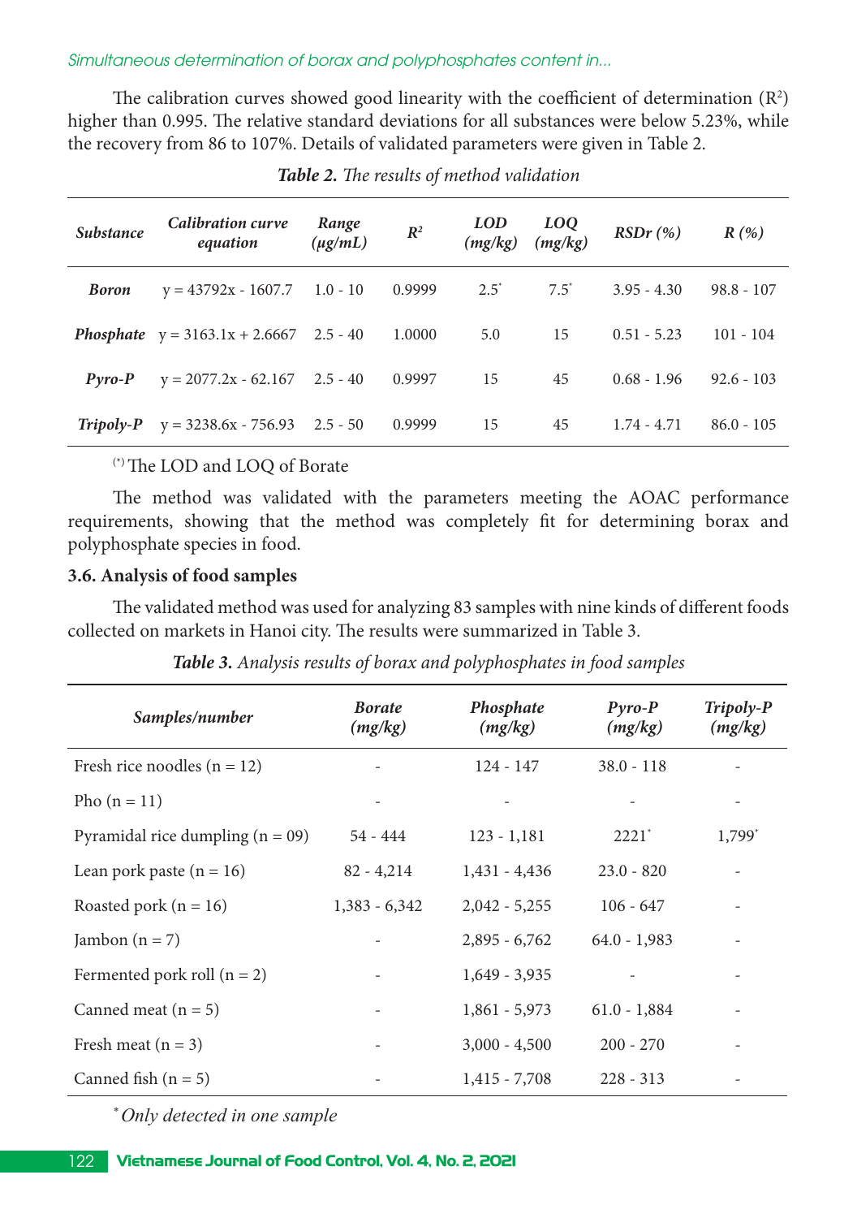The calibration curves showed good linearity with the coefficient of determination ($R^2$) higher than 0.995. The relative standard deviations for all substances were below 5.23%, while the recovery from 86 to 107%. Details of validated parameters were given in Table 2.

***Table 2.*** *The results of method validation*

| *Substance* | *Calibration curve equation* | *Range (μg/mL)* | $R^2$ | *LOD (mg/kg)* | *LOQ (mg/kg)* | *RSDr (%)* | *R (%)* |
|---|---|---|---|---|---|---|---|
| ***Boron*** | y = 43792x - 1607.7 | 1.0 - 10 | 0.9999 | 2.5* | 7.5* | 3.95 - 4.30 | 98.8 - 107 |
| ***Phosphate*** | y = 3163.1x + 2.6667 | 2.5 - 40 | 1.0000 | 5.0 | 15 | 0.51 - 5.23 | 101 - 104 |
| ***Pyro-P*** | y = 2077.2x - 62.167 | 2.5 - 40 | 0.9997 | 15 | 45 | 0.68 - 1.96 | 92.6 - 103 |
| ***Tripoly-P*** | y = 3238.6x - 756.93 | 2.5 - 50 | 0.9999 | 15 | 45 | 1.74 - 4.71 | 86.0 - 105 |

(*) The LOD and LOQ of Borate

The method was validated with the parameters meeting the AOAC performance requirements, showing that the method was completely fit for determining borax and polyphosphate species in food.

### 3.6. Analysis of food samples

The validated method was used for analyzing 83 samples with nine kinds of different foods collected on markets in Hanoi city. The results were summarized in Table 3.

***Table 3.*** *Analysis results of borax and polyphosphates in food samples*

| *Samples/number* | *Borate (mg/kg)* | *Phosphate (mg/kg)* | *Pyro-P (mg/kg)* | *Tripoly-P (mg/kg)* |
|---|---|---|---|---|
| Fresh rice noodles (n = 12) | - | 124 - 147 | 38.0 - 118 | - |
| Pho (n = 11) | - | - | - | - |
| Pyramidal rice dumpling (n = 09) | 54 - 444 | 123 - 1,181 | 2221* | 1,799* |
| Lean pork paste (n = 16) | 82 - 4,214 | 1,431 - 4,436 | 23.0 - 820 | - |
| Roasted pork (n = 16) | 1,383 - 6,342 | 2,042 - 5,255 | 106 - 647 | - |
| Jambon (n = 7) | - | 2,895 - 6,762 | 64.0 - 1,983 | - |
| Fermented pork roll (n = 2) | - | 1,649 - 3,935 | - | - |
| Canned meat (n = 5) | - | 1,861 - 5,973 | 61.0 - 1,884 | - |
| Fresh meat (n = 3) | - | 3,000 - 4,500 | 200 - 270 | - |
| Canned fish (n = 5) | - | 1,415 - 7,708 | 228 - 313 | - |

\* *Only detected in one sample*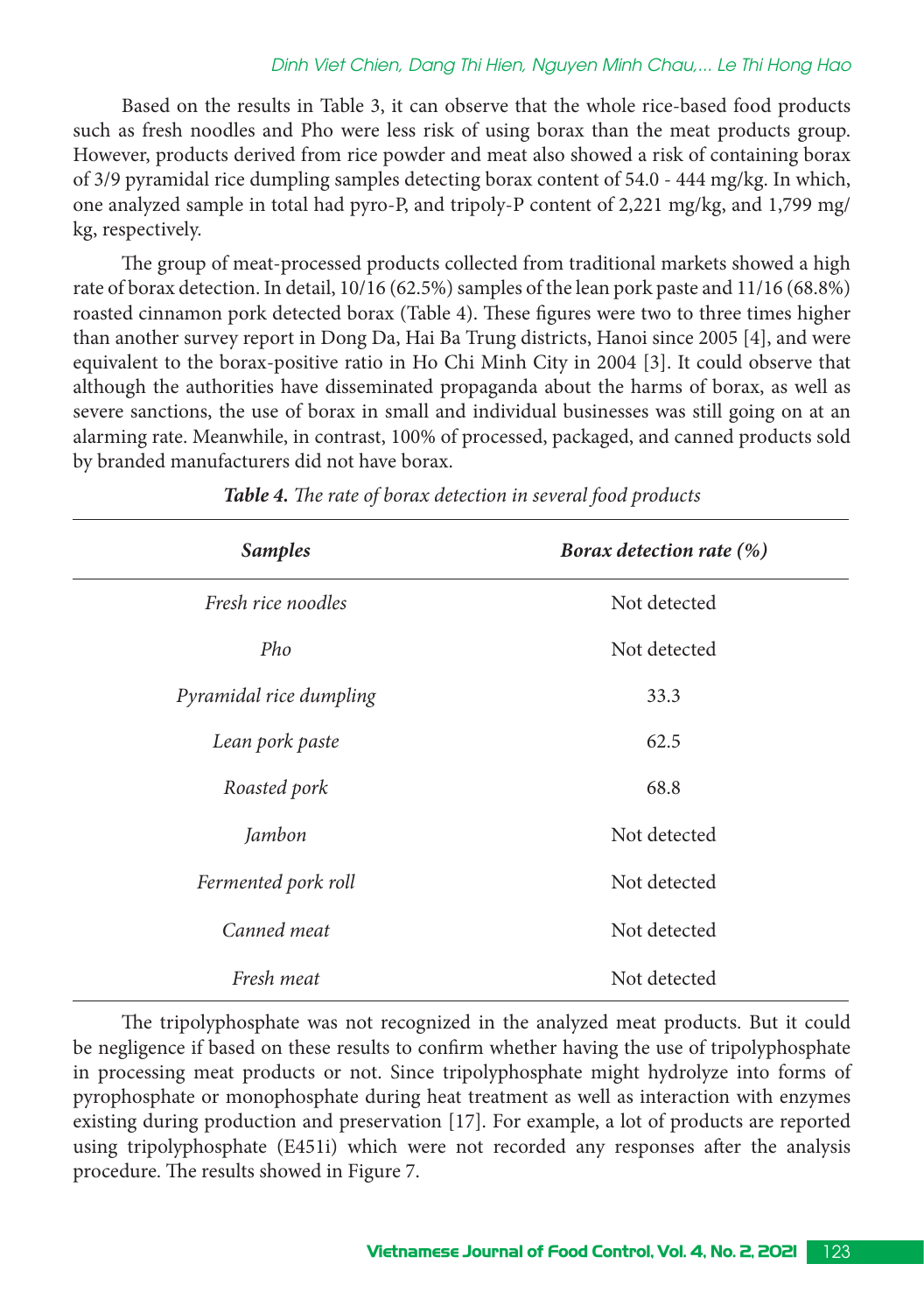Based on the results in Table 3, it can observe that the whole rice-based food products such as fresh noodles and Pho were less risk of using borax than the meat products group. However, products derived from rice powder and meat also showed a risk of containing borax of 3/9 pyramidal rice dumpling samples detecting borax content of 54.0 - 444 mg/kg. In which, one analyzed sample in total had pyro-P, and tripoly-P content of 2,221 mg/kg, and 1,799 mg/kg, respectively.

The group of meat-processed products collected from traditional markets showed a high rate of borax detection. In detail, 10/16 (62.5%) samples of the lean pork paste and 11/16 (68.8%) roasted cinnamon pork detected borax (Table 4). These figures were two to three times higher than another survey report in Dong Da, Hai Ba Trung districts, Hanoi since 2005 [4], and were equivalent to the borax-positive ratio in Ho Chi Minh City in 2004 [3]. It could observe that although the authorities have disseminated propaganda about the harms of borax, as well as severe sanctions, the use of borax in small and individual businesses was still going on at an alarming rate. Meanwhile, in contrast, 100% of processed, packaged, and canned products sold by branded manufacturers did not have borax.

***Table 4.*** *The rate of borax detection in several food products*

| *Samples* | *Borax detection rate (%)* |
|---|---|
| *Fresh rice noodles* | Not detected |
| *Pho* | Not detected |
| *Pyramidal rice dumpling* | 33.3 |
| *Lean pork paste* | 62.5 |
| *Roasted pork* | 68.8 |
| *Jambon* | Not detected |
| *Fermented pork roll* | Not detected |
| *Canned meat* | Not detected |
| *Fresh meat* | Not detected |

The tripolyphosphate was not recognized in the analyzed meat products. But it could be negligence if based on these results to confirm whether having the use of tripolyphosphate in processing meat products or not. Since tripolyphosphate might hydrolyze into forms of pyrophosphate or monophosphate during heat treatment as well as interaction with enzymes existing during production and preservation [17]. For example, a lot of products are reported using tripolyphosphate (E451i) which were not recorded any responses after the analysis procedure. The results showed in Figure 7.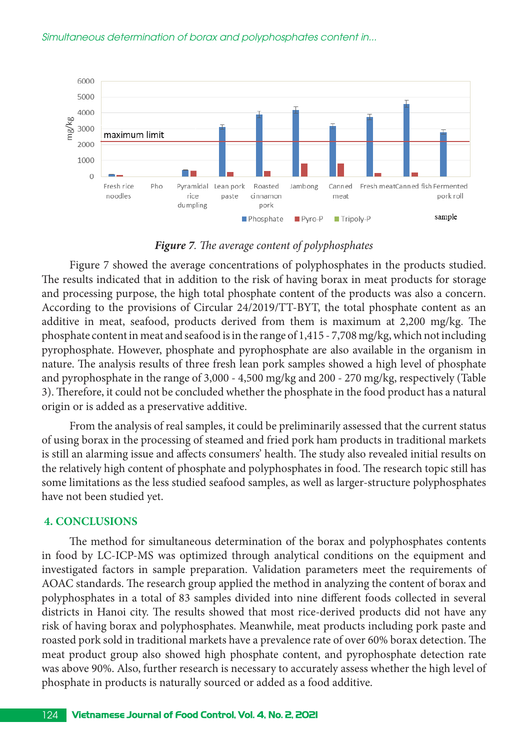*Figure 7. The average content of polyphosphates*

Figure 7 showed the average concentrations of polyphosphates in the products studied. The results indicated that in addition to the risk of having borax in meat products for storage and processing purpose, the high total phosphate content of the products was also a concern. According to the provisions of Circular 24/2019/TT-BYT, the total phosphate content as an additive in meat, seafood, products derived from them is maximum at 2,200 mg/kg. The phosphate content in meat and seafood is in the range of 1,415 - 7,708 mg/kg, which not including pyrophosphate. However, phosphate and pyrophosphate are also available in the organism in nature. The analysis results of three fresh lean pork samples showed a high level of phosphate and pyrophosphate in the range of 3,000 - 4,500 mg/kg and 200 - 270 mg/kg, respectively (Table 3). Therefore, it could not be concluded whether the phosphate in the food product has a natural origin or is added as a preservative additive.

From the analysis of real samples, it could be preliminarily assessed that the current status of using borax in the processing of steamed and fried pork ham products in traditional markets is still an alarming issue and affects consumers' health. The study also revealed initial results on the relatively high content of phosphate and polyphosphates in food. The research topic still has some limitations as the less studied seafood samples, as well as larger-structure polyphosphates have not been studied yet.

## 4. CONCLUSIONS

The method for simultaneous determination of the borax and polyphosphates contents in food by LC-ICP-MS was optimized through analytical conditions on the equipment and investigated factors in sample preparation. Validation parameters meet the requirements of AOAC standards. The research group applied the method in analyzing the content of borax and polyphosphates in a total of 83 samples divided into nine different foods collected in several districts in Hanoi city. The results showed that most rice-derived products did not have any risk of having borax and polyphosphates. Meanwhile, meat products including pork paste and roasted pork sold in traditional markets have a prevalence rate of over 60% borax detection. The meat product group also showed high phosphate content, and pyrophosphate detection rate was above 90%. Also, further research is necessary to accurately assess whether the high level of phosphate in products is naturally sourced or added as a food additive.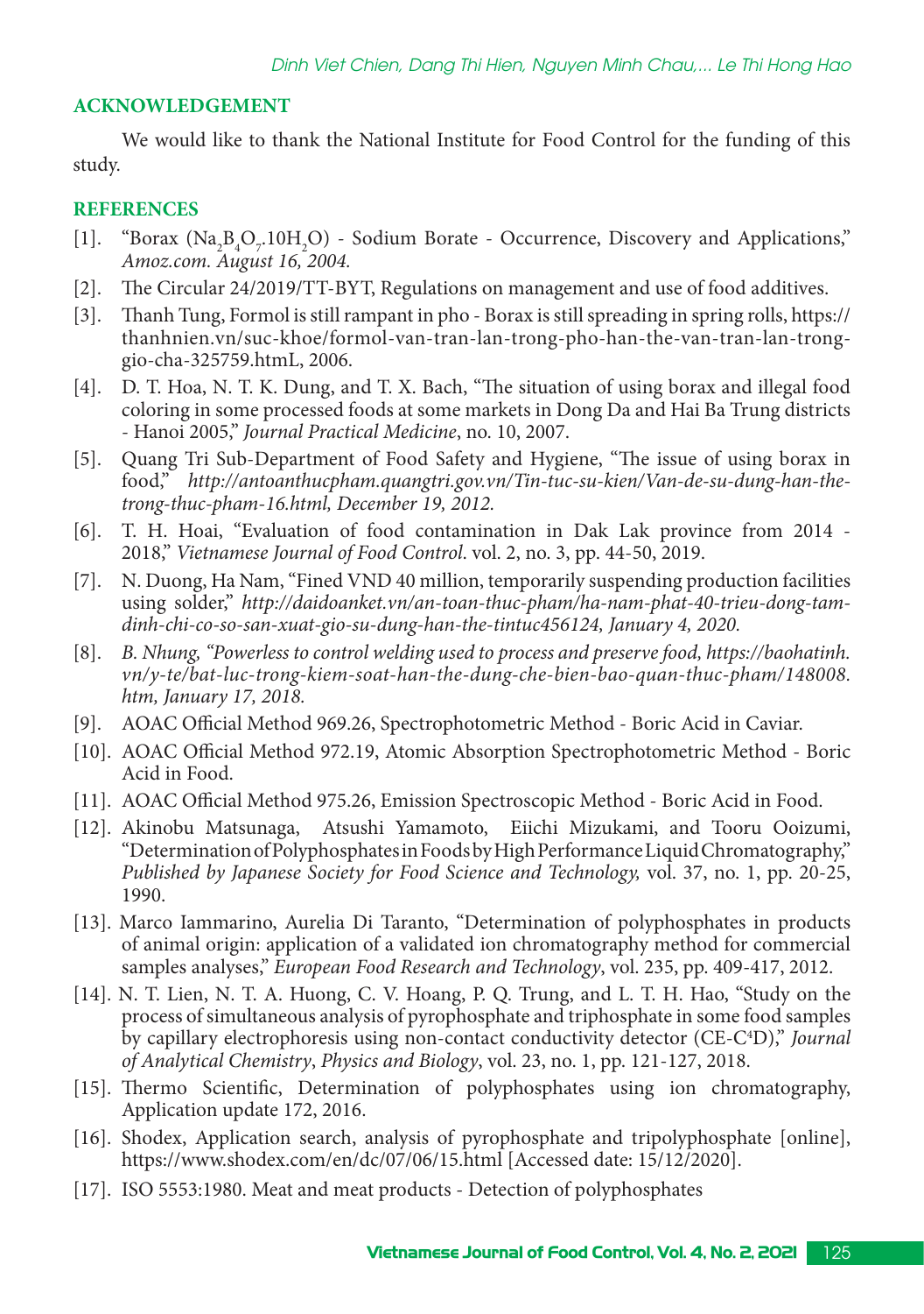## ACKNOWLEDGEMENT

We would like to thank the National Institute for Food Control for the funding of this study.

## REFERENCES

[1]. "Borax ($Na_2B_4O_7.10H_2O$) - Sodium Borate - Occurrence, Discovery and Applications," *Amoz.com. August 16, 2004.*

[2]. The Circular 24/2019/TT-BYT, Regulations on management and use of food additives.

[3]. Thanh Tung, Formol is still rampant in pho - Borax is still spreading in spring rolls, https://thanhnien.vn/suc-khoe/formol-van-tran-lan-trong-pho-han-the-van-tran-lan-trong-gio-cha-325759.htmL, 2006.

[4]. D. T. Hoa, N. T. K. Dung, and T. X. Bach, "The situation of using borax and illegal food coloring in some processed foods at some markets in Dong Da and Hai Ba Trung districts - Hanoi 2005," *Journal Practical Medicine*, no. 10, 2007.

[5]. Quang Tri Sub-Department of Food Safety and Hygiene, "The issue of using borax in food," *http://antoanthucpham.quangtri.gov.vn/Tin-tuc-su-kien/Van-de-su-dung-han-the-trong-thuc-pham-16.html, December 19, 2012.*

[6]. T. H. Hoai, "Evaluation of food contamination in Dak Lak province from 2014 - 2018," *Vietnamese Journal of Food Control*. vol. 2, no. 3, pp. 44-50, 2019.

[7]. N. Duong, Ha Nam, "Fined VND 40 million, temporarily suspending production facilities using solder," *http://daidoanket.vn/an-toan-thuc-pham/ha-nam-phat-40-trieu-dong-tam-dinh-chi-co-so-san-xuat-gio-su-dung-han-the-tintuc456124, January 4, 2020.*

[8]. *B. Nhung, "Powerless to control welding used to process and preserve food, https://baohatinh.vn/y-te/bat-luc-trong-kiem-soat-han-the-dung-che-bien-bao-quan-thuc-pham/148008.htm, January 17, 2018.*

[9]. AOAC Official Method 969.26, Spectrophotometric Method - Boric Acid in Caviar.

[10]. AOAC Official Method 972.19, Atomic Absorption Spectrophotometric Method - Boric Acid in Food.

[11]. AOAC Official Method 975.26, Emission Spectroscopic Method - Boric Acid in Food.

[12]. Akinobu Matsunaga, Atsushi Yamamoto, Eiichi Mizukami, and Tooru Ooizumi, "Determination of Polyphosphates in Foods by High Performance Liquid Chromatography," *Published by Japanese Society for Food Science and Technology,* vol. 37, no. 1, pp. 20-25, 1990.

[13]. Marco Iammarino, Aurelia Di Taranto, "Determination of polyphosphates in products of animal origin: application of a validated ion chromatography method for commercial samples analyses," *European Food Research and Technology*, vol. 235, pp. 409-417, 2012.

[14]. N. T. Lien, N. T. A. Huong, C. V. Hoang, P. Q. Trung, and L. T. H. Hao, "Study on the process of simultaneous analysis of pyrophosphate and triphosphate in some food samples by capillary electrophoresis using non-contact conductivity detector (CE-$C^4$D)," *Journal of Analytical Chemistry*, *Physics and Biology*, vol. 23, no. 1, pp. 121-127, 2018.

[15]. Thermo Scientific, Determination of polyphosphates using ion chromatography, Application update 172, 2016.

[16]. Shodex, Application search, analysis of pyrophosphate and tripolyphosphate [online], https://www.shodex.com/en/dc/07/06/15.html [Accessed date: 15/12/2020].

[17]. ISO 5553:1980. Meat and meat products - Detection of polyphosphates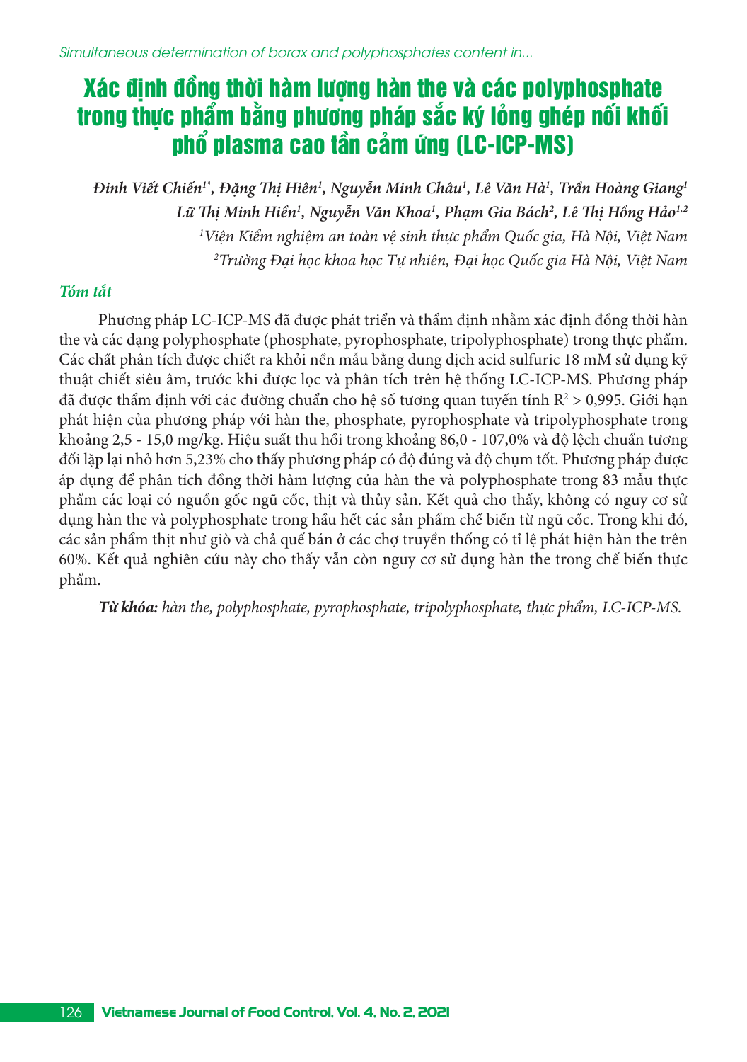# Xác định đồng thời hàm lượng hàn the và các polyphosphate trong thực phẩm bằng phương pháp sắc ký lỏng ghép nối khối phổ plasma cao tần cảm ứng (LC-ICP-MS)

*Đinh Viết Chiến[1*], Đặng Thị Hiên[1], Nguyễn Minh Châu[1], Lê Văn Hà[1], Trần Hoàng Giang[1] Lữ Thị Minh Hiền[1], Nguyễn Văn Khoa[1], Phạm Gia Bách[2], Lê Thị Hồng Hảo[1,2]*

*[1]Viện Kiểm nghiệm an toàn vệ sinh thực phẩm Quốc gia, Hà Nội, Việt Nam*

*[2]Trường Đại học khoa học Tự nhiên, Đại học Quốc gia Hà Nội, Việt Nam*

### *Tóm tắt*

Phương pháp LC-ICP-MS đã được phát triển và thẩm định nhằm xác định đồng thời hàn the và các dạng polyphosphate (phosphate, pyrophosphate, tripolyphosphate) trong thực phẩm. Các chất phân tích được chiết ra khỏi nền mẫu bằng dung dịch acid sulfuric 18 mM sử dụng kỹ thuật chiết siêu âm, trước khi được lọc và phân tích trên hệ thống LC-ICP-MS. Phương pháp đã được thẩm định với các đường chuẩn cho hệ số tương quan tuyến tính $R^2 > 0,995$. Giới hạn phát hiện của phương pháp với hàn the, phosphate, pyrophosphate và tripolyphosphate trong khoảng 2,5 - 15,0 mg/kg. Hiệu suất thu hồi trong khoảng 86,0 - 107,0% và độ lệch chuẩn tương đối lặp lại nhỏ hơn 5,23% cho thấy phương pháp có độ đúng và độ chụm tốt. Phương pháp được áp dụng để phân tích đồng thời hàm lượng của hàn the và polyphosphate trong 83 mẫu thực phẩm các loại có nguồn gốc ngũ cốc, thịt và thủy sản. Kết quả cho thấy, không có nguy cơ sử dụng hàn the và polyphosphate trong hầu hết các sản phẩm chế biến từ ngũ cốc. Trong khi đó, các sản phẩm thịt như giò và chả quế bán ở các chợ truyền thống có tỉ lệ phát hiện hàn the trên 60%. Kết quả nghiên cứu này cho thấy vẫn còn nguy cơ sử dụng hàn the trong chế biến thực phẩm.

***Từ khóa:*** *hàn the, polyphosphate, pyrophosphate, tripolyphosphate, thực phẩm, LC-ICP-MS.*